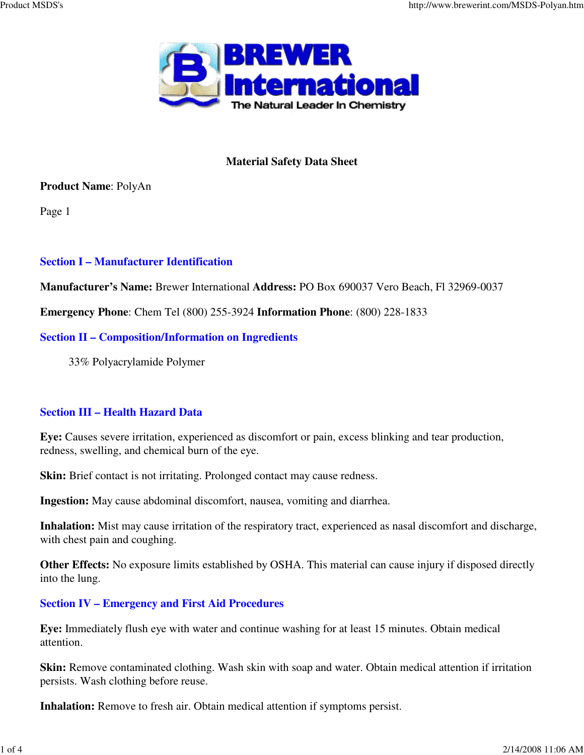# Material Safety Data Sheet

**Product Name**: PolyAn

Page 1

## Section I – Manufacturer Identification

**Manufacturer's Name:** Brewer International **Address:** PO Box 690037 Vero Beach, Fl 32969-0037

**Emergency Phone**: Chem Tel (800) 255-3924 **Information Phone**: (800) 228-1833

## Section II – Composition/Information on Ingredients

33% Polyacrylamide Polymer

## Section III – Health Hazard Data

**Eye:** Causes severe irritation, experienced as discomfort or pain, excess blinking and tear production, redness, swelling, and chemical burn of the eye.

**Skin:** Brief contact is not irritating. Prolonged contact may cause redness.

**Ingestion:** May cause abdominal discomfort, nausea, vomiting and diarrhea.

**Inhalation:** Mist may cause irritation of the respiratory tract, experienced as nasal discomfort and discharge, with chest pain and coughing.

**Other Effects:** No exposure limits established by OSHA. This material can cause injury if disposed directly into the lung.

## Section IV – Emergency and First Aid Procedures

**Eye:** Immediately flush eye with water and continue washing for at least 15 minutes. Obtain medical attention.

**Skin:** Remove contaminated clothing. Wash skin with soap and water. Obtain medical attention if irritation persists. Wash clothing before reuse.

**Inhalation:** Remove to fresh air. Obtain medical attention if symptoms persist.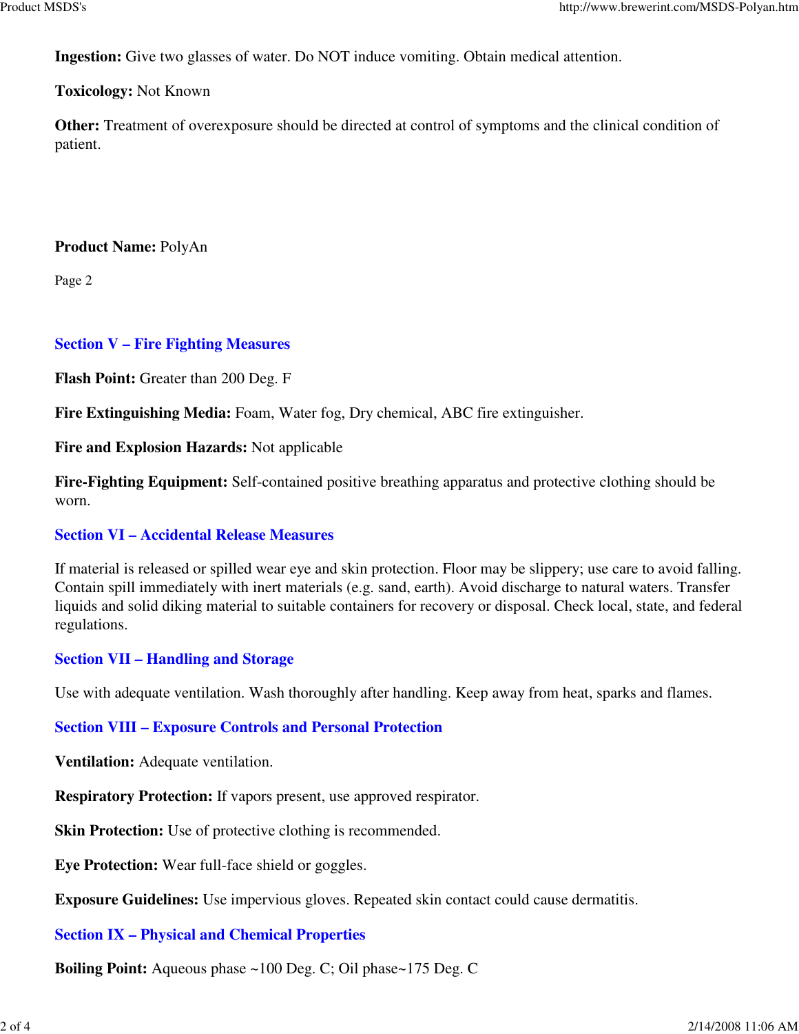**Ingestion:** Give two glasses of water. Do NOT induce vomiting. Obtain medical attention.

**Toxicology:** Not Known

**Other:** Treatment of overexposure should be directed at control of symptoms and the clinical condition of patient.

**Product Name:** PolyAn

Page 2

## Section V – Fire Fighting Measures

**Flash Point:** Greater than 200 Deg. F

**Fire Extinguishing Media:** Foam, Water fog, Dry chemical, ABC fire extinguisher.

**Fire and Explosion Hazards:** Not applicable

**Fire-Fighting Equipment:** Self-contained positive breathing apparatus and protective clothing should be worn.

## Section VI – Accidental Release Measures

If material is released or spilled wear eye and skin protection. Floor may be slippery; use care to avoid falling. Contain spill immediately with inert materials (e.g. sand, earth). Avoid discharge to natural waters. Transfer liquids and solid diking material to suitable containers for recovery or disposal. Check local, state, and federal regulations.

## Section VII – Handling and Storage

Use with adequate ventilation. Wash thoroughly after handling. Keep away from heat, sparks and flames.

## Section VIII – Exposure Controls and Personal Protection

**Ventilation:** Adequate ventilation.

**Respiratory Protection:** If vapors present, use approved respirator.

**Skin Protection:** Use of protective clothing is recommended.

**Eye Protection:** Wear full-face shield or goggles.

**Exposure Guidelines:** Use impervious gloves. Repeated skin contact could cause dermatitis.

## Section IX – Physical and Chemical Properties

**Boiling Point:** Aqueous phase ~100 Deg. C; Oil phase~175 Deg. C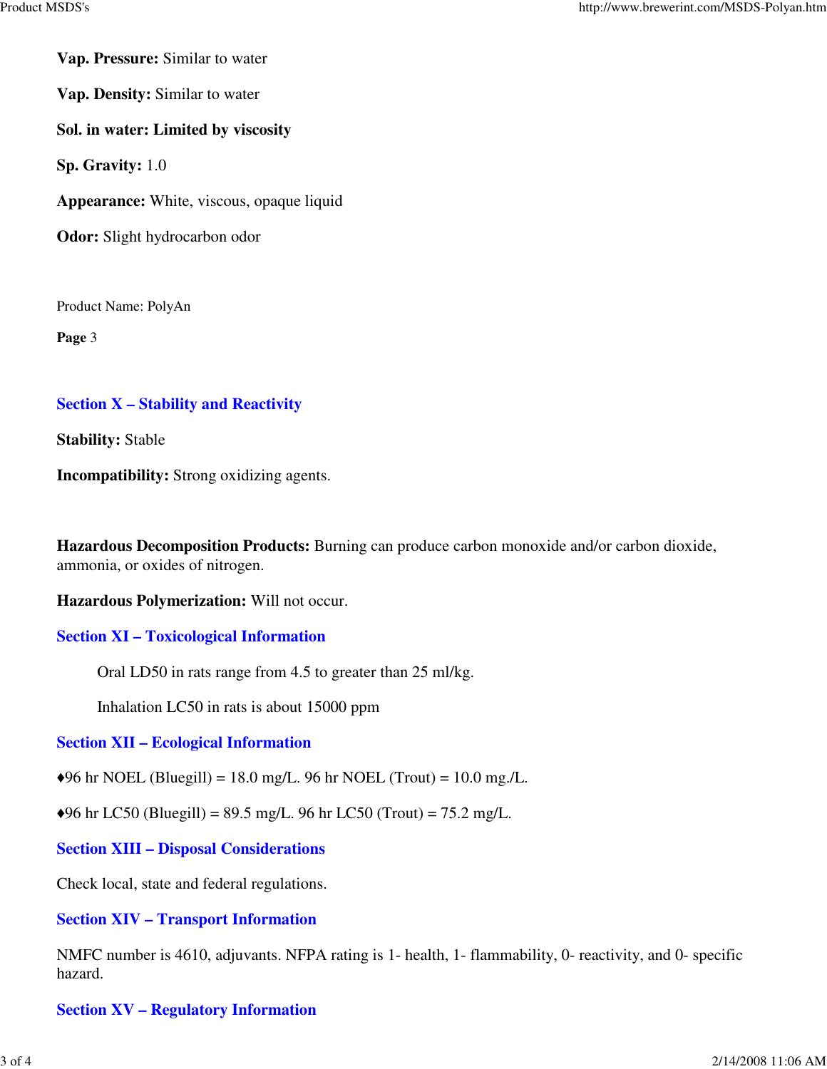**Vap. Pressure:** Similar to water

**Vap. Density:** Similar to water

**Sol. in water: Limited by viscosity**

**Sp. Gravity:** 1.0

**Appearance:** White, viscous, opaque liquid

**Odor:** Slight hydrocarbon odor

Product Name: PolyAn

**Page** 3

## Section X – Stability and Reactivity

**Stability:** Stable

**Incompatibility:** Strong oxidizing agents.

**Hazardous Decomposition Products:** Burning can produce carbon monoxide and/or carbon dioxide, ammonia, or oxides of nitrogen.

**Hazardous Polymerization:** Will not occur.

## Section XI – Toxicological Information

Oral LD50 in rats range from 4.5 to greater than 25 ml/kg.

Inhalation LC50 in rats is about 15000 ppm

## Section XII – Ecological Information

♦96 hr NOEL (Bluegill) = 18.0 mg/L. 96 hr NOEL (Trout) = 10.0 mg./L.

♦96 hr LC50 (Bluegill) = 89.5 mg/L. 96 hr LC50 (Trout) = 75.2 mg/L.

## Section XIII – Disposal Considerations

Check local, state and federal regulations.

## Section XIV – Transport Information

NMFC number is 4610, adjuvants. NFPA rating is 1- health, 1- flammability, 0- reactivity, and 0- specific hazard.

## Section XV – Regulatory Information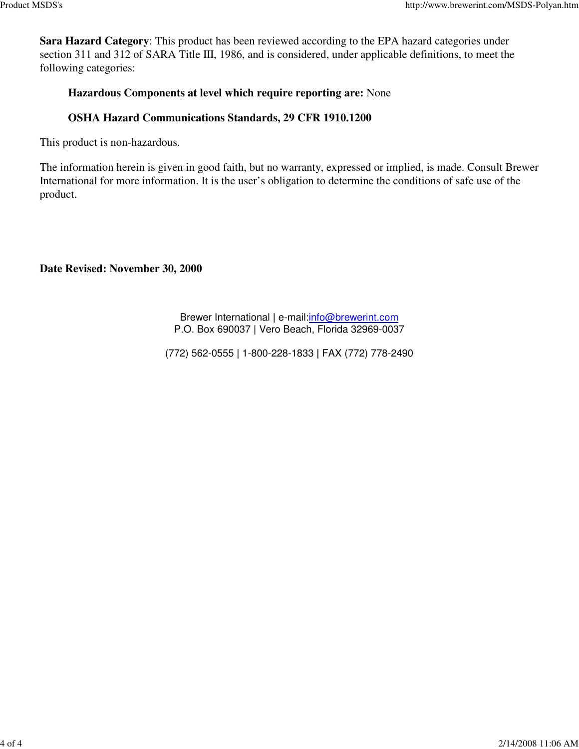**Sara Hazard Category**: This product has been reviewed according to the EPA hazard categories under section 311 and 312 of SARA Title III, 1986, and is considered, under applicable definitions, to meet the following categories:

**Hazardous Components at level which require reporting are:** None

**OSHA Hazard Communications Standards, 29 CFR 1910.1200**

This product is non-hazardous.

The information herein is given in good faith, but no warranty, expressed or implied, is made. Consult Brewer International for more information. It is the user's obligation to determine the conditions of safe use of the product.

**Date Revised: November 30, 2000**

Brewer International | e-mail:info@brewerint.com
P.O. Box 690037 | Vero Beach, Florida 32969-0037

(772) 562-0555 | 1-800-228-1833 | FAX (772) 778-2490